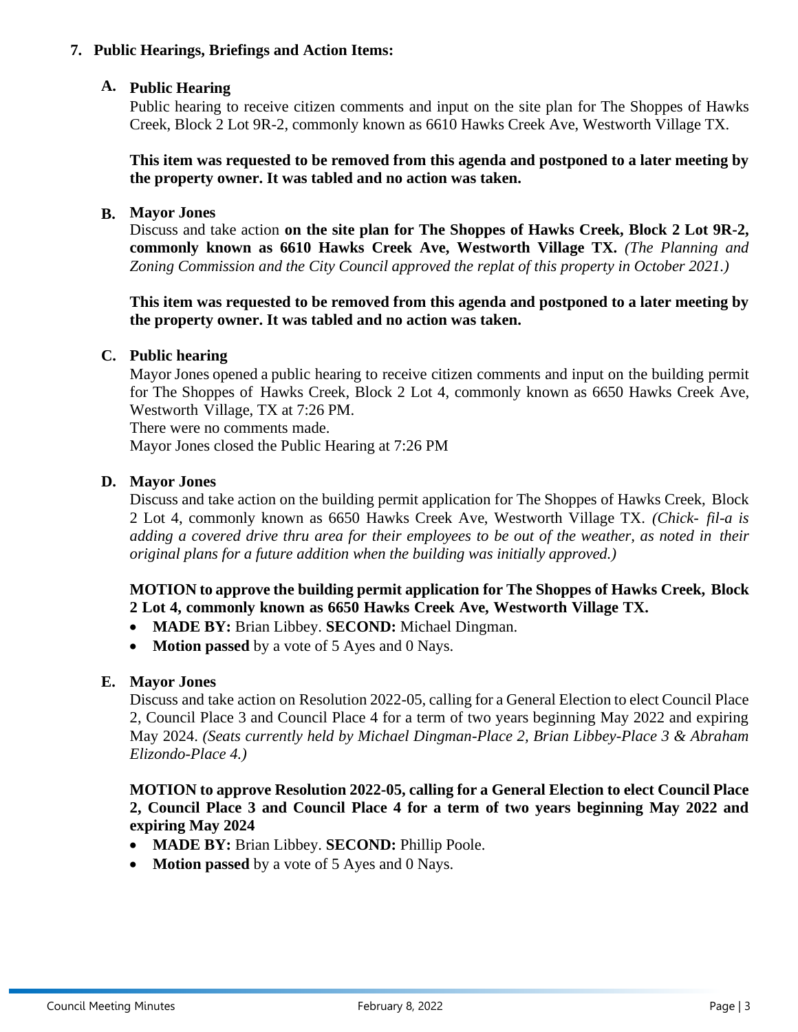## 7. Public Hearings, Briefings and Action Items:

### A. Public Hearing

Public hearing to receive citizen comments and input on the site plan for The Shoppes of Hawks Creek, Block 2 Lot 9R-2, commonly known as 6610 Hawks Creek Ave, Westworth Village TX.

**This item was requested to be removed from this agenda and postponed to a later meeting by the property owner. It was tabled and no action was taken.**

### B. Mayor Jones

Discuss and take action **on the site plan for The Shoppes of Hawks Creek, Block 2 Lot 9R-2, commonly known as 6610 Hawks Creek Ave, Westworth Village TX.** *(The Planning and Zoning Commission and the City Council approved the replat of this property in October 2021.)*

**This item was requested to be removed from this agenda and postponed to a later meeting by the property owner. It was tabled and no action was taken.**

### C. Public hearing

Mayor Jones opened a public hearing to receive citizen comments and input on the building permit for The Shoppes of Hawks Creek, Block 2 Lot 4, commonly known as 6650 Hawks Creek Ave, Westworth Village, TX at 7:26 PM.
There were no comments made.
Mayor Jones closed the Public Hearing at 7:26 PM

### D. Mayor Jones

Discuss and take action on the building permit application for The Shoppes of Hawks Creek, Block 2 Lot 4, commonly known as 6650 Hawks Creek Ave, Westworth Village TX. *(Chick- fil-a is adding a covered drive thru area for their employees to be out of the weather, as noted in their original plans for a future addition when the building was initially approved.)*

**MOTION to approve the building permit application for The Shoppes of Hawks Creek, Block 2 Lot 4, commonly known as 6650 Hawks Creek Ave, Westworth Village TX.**

- **MADE BY:** Brian Libbey. **SECOND:** Michael Dingman.
- **Motion passed** by a vote of 5 Ayes and 0 Nays.

### E. Mayor Jones

Discuss and take action on Resolution 2022-05, calling for a General Election to elect Council Place 2, Council Place 3 and Council Place 4 for a term of two years beginning May 2022 and expiring May 2024. *(Seats currently held by Michael Dingman-Place 2, Brian Libbey-Place 3 & Abraham Elizondo-Place 4.)*

**MOTION to approve Resolution 2022-05, calling for a General Election to elect Council Place 2, Council Place 3 and Council Place 4 for a term of two years beginning May 2022 and expiring May 2024**

- **MADE BY:** Brian Libbey. **SECOND:** Phillip Poole.
- **Motion passed** by a vote of 5 Ayes and 0 Nays.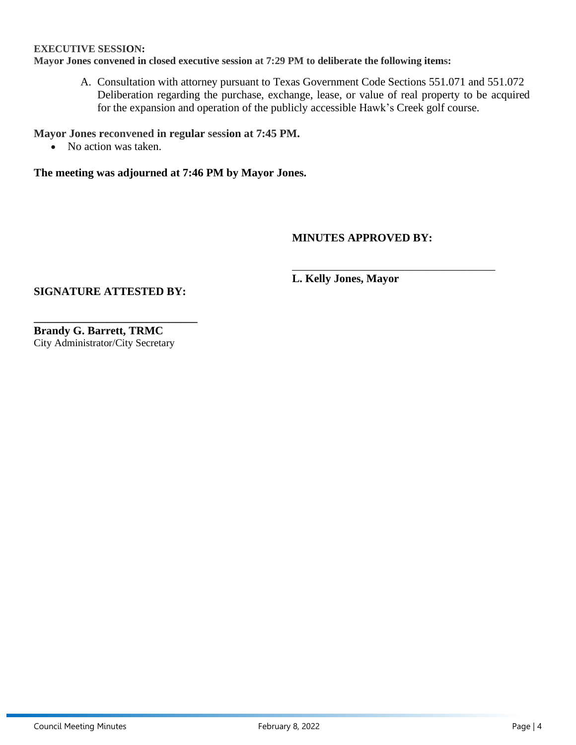**EXECUTIVE SESSION:**

**Mayor Jones convened in closed executive session at 7:29 PM to deliberate the following items:**

A. Consultation with attorney pursuant to Texas Government Code Sections 551.071 and 551.072 Deliberation regarding the purchase, exchange, lease, or value of real property to be acquired for the expansion and operation of the publicly accessible Hawk's Creek golf course.

**Mayor Jones reconvened in regular session at 7:45 PM.**

- No action was taken.

**The meeting was adjourned at 7:46 PM by Mayor Jones.**

**MINUTES APPROVED BY:**

\_\_\_\_\_\_\_\_\_\_\_\_\_\_\_\_\_\_\_\_\_\_\_\_\_\_\_\_\_\_\_\_\_\_\_\_\_\_

**L. Kelly Jones, Mayor**

**SIGNATURE ATTESTED BY:**

\_\_\_\_\_\_\_\_\_\_\_\_\_\_\_\_\_\_\_\_\_\_\_\_\_\_\_\_\_\_

**Brandy G. Barrett, TRMC**
City Administrator/City Secretary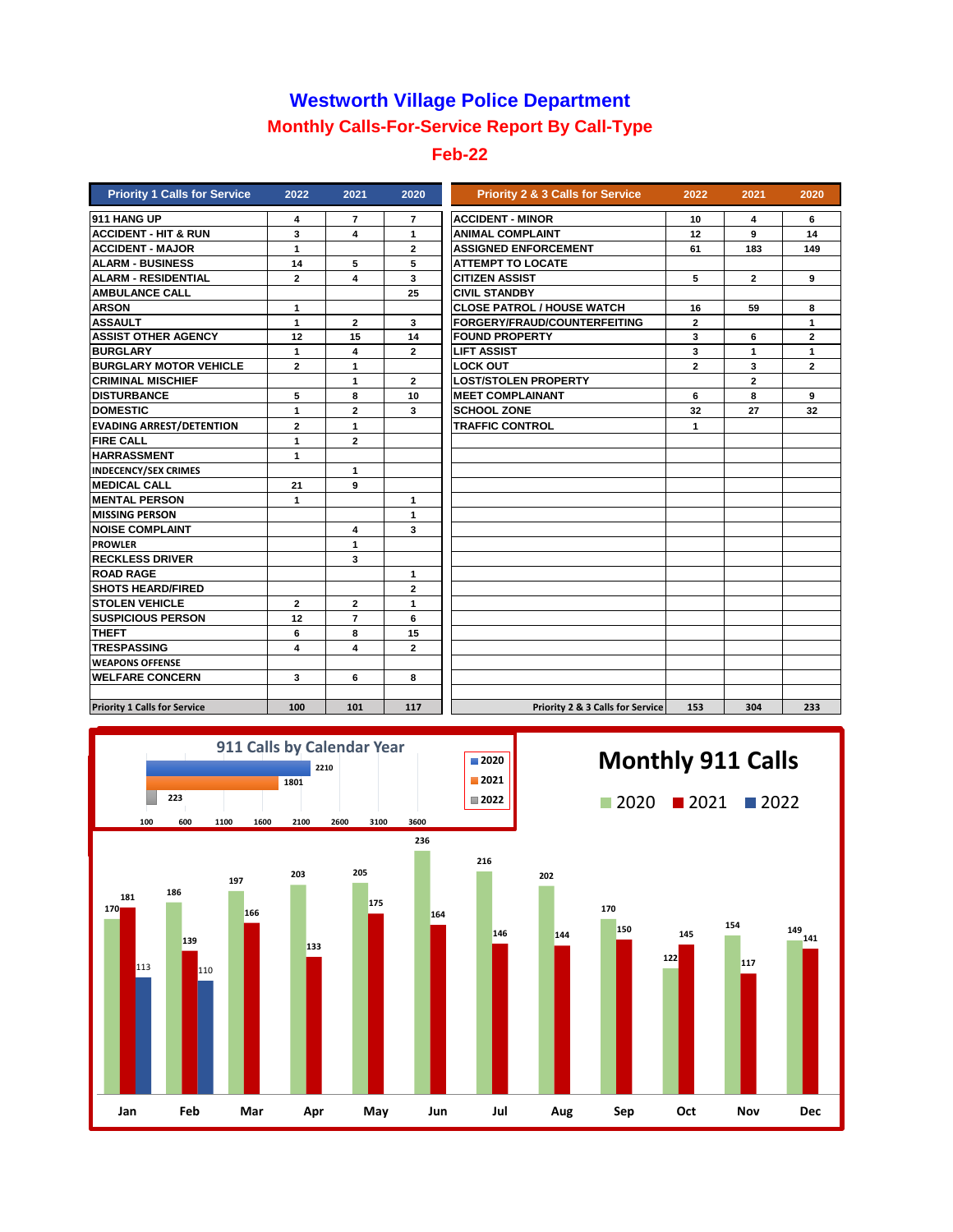# Westworth Village Police Department

## Monthly Calls-For-Service Report By Call-Type

## Feb-22

| Priority 1 Calls for Service | 2022 | 2021 | 2020 |
|---|---|---|---|
| 911 HANG UP | 4 | 7 | 7 |
| ACCIDENT - HIT & RUN | 3 | 4 | 1 |
| ACCIDENT - MAJOR | 1 | | 2 |
| ALARM - BUSINESS | 14 | 5 | 5 |
| ALARM - RESIDENTIAL | 2 | 4 | 3 |
| AMBULANCE CALL | | | 25 |
| ARSON | 1 | | |
| ASSAULT | 1 | 2 | 3 |
| ASSIST OTHER AGENCY | 12 | 15 | 14 |
| BURGLARY | 1 | 4 | 2 |
| BURGLARY MOTOR VEHICLE | 2 | 1 | |
| CRIMINAL MISCHIEF | | 1 | 2 |
| DISTURBANCE | 5 | 8 | 10 |
| DOMESTIC | 1 | 2 | 3 |
| EVADING ARREST/DETENTION | 2 | 1 | |
| FIRE CALL | 1 | 2 | |
| HARRASSMENT | 1 | | |
| INDECENCY/SEX CRIMES | | 1 | |
| MEDICAL CALL | 21 | 9 | |
| MENTAL PERSON | 1 | | 1 |
| MISSING PERSON | | | 1 |
| NOISE COMPLAINT | | 4 | 3 |
| PROWLER | | 1 | |
| RECKLESS DRIVER | | 3 | |
| ROAD RAGE | | | 1 |
| SHOTS HEARD/FIRED | | | 2 |
| STOLEN VEHICLE | 2 | 2 | 1 |
| SUSPICIOUS PERSON | 12 | 7 | 6 |
| THEFT | 6 | 8 | 15 |
| TRESPASSING | 4 | 4 | 2 |
| WEAPONS OFFENSE | | | |
| WELFARE CONCERN | 3 | 6 | 8 |
| Priority 1 Calls for Service | 100 | 101 | 117 |

| Priority 2 & 3 Calls for Service | 2022 | 2021 | 2020 |
|---|---|---|---|
| ACCIDENT - MINOR | 10 | 4 | 6 |
| ANIMAL COMPLAINT | 12 | 9 | 14 |
| ASSIGNED ENFORCEMENT | 61 | 183 | 149 |
| ATTEMPT TO LOCATE | | | |
| CITIZEN ASSIST | 5 | 2 | 9 |
| CIVIL STANDBY | | | |
| CLOSE PATROL / HOUSE WATCH | 16 | 59 | 8 |
| FORGERY/FRAUD/COUNTERFEITING | 2 | | 1 |
| FOUND PROPERTY | 3 | 6 | 2 |
| LIFT ASSIST | 3 | 1 | 1 |
| LOCK OUT | 2 | 3 | 2 |
| LOST/STOLEN PROPERTY | | 2 | |
| MEET COMPLAINANT | 6 | 8 | 9 |
| SCHOOL ZONE | 32 | 27 | 32 |
| TRAFFIC CONTROL | 1 | | |
| Priority 2 & 3 Calls for Service | 153 | 304 | 233 |

911 Calls by Calendar Year

2020 2021 2022

2210
1801
223

100 600 1100 1600 2100 2600 3100 3600

Monthly 911 Calls

2020 2021 2022

Jan: 170, 181, 113
Feb: 186, 139, 110
Mar: 197, 166
Apr: 203, 133
May: 205, 175
Jun: 236, 164
Jul: 216, 146
Aug: 202, 144
Sep: 170, 150
Oct: 122, 145
Nov: 154, 117
Dec: 149, 141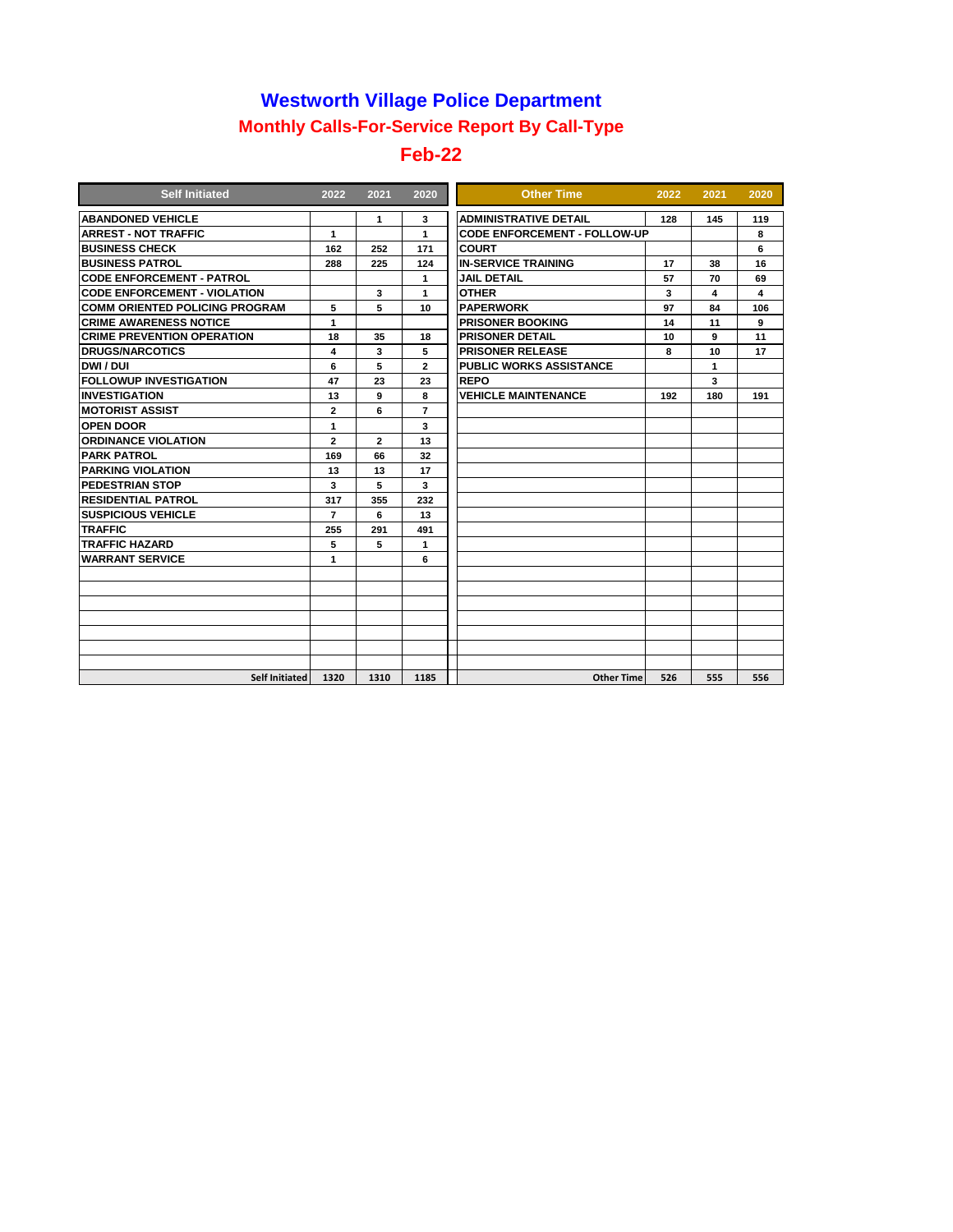# Westworth Village Police Department

## Monthly Calls-For-Service Report By Call-Type

## Feb-22

| Self Initiated | 2022 | 2021 | 2020 |
|---|---|---|---|
| ABANDONED VEHICLE | | 1 | 3 |
| ARREST - NOT TRAFFIC | 1 | | 1 |
| BUSINESS CHECK | 162 | 252 | 171 |
| BUSINESS PATROL | 288 | 225 | 124 |
| CODE ENFORCEMENT - PATROL | | | 1 |
| CODE ENFORCEMENT - VIOLATION | | 3 | 1 |
| COMM ORIENTED POLICING PROGRAM | 5 | 5 | 10 |
| CRIME AWARENESS NOTICE | 1 | | |
| CRIME PREVENTION OPERATION | 18 | 35 | 18 |
| DRUGS/NARCOTICS | 4 | 3 | 5 |
| DWI / DUI | 6 | 5 | 2 |
| FOLLOWUP INVESTIGATION | 47 | 23 | 23 |
| INVESTIGATION | 13 | 9 | 8 |
| MOTORIST ASSIST | 2 | 6 | 7 |
| OPEN DOOR | 1 | | 3 |
| ORDINANCE VIOLATION | 2 | 2 | 13 |
| PARK PATROL | 169 | 66 | 32 |
| PARKING VIOLATION | 13 | 13 | 17 |
| PEDESTRIAN STOP | 3 | 5 | 3 |
| RESIDENTIAL PATROL | 317 | 355 | 232 |
| SUSPICIOUS VEHICLE | 7 | 6 | 13 |
| TRAFFIC | 255 | 291 | 491 |
| TRAFFIC HAZARD | 5 | 5 | 1 |
| WARRANT SERVICE | 1 | | 6 |
| Self Initiated | 1320 | 1310 | 1185 |

| Other Time | 2022 | 2021 | 2020 |
|---|---|---|---|
| ADMINISTRATIVE DETAIL | 128 | 145 | 119 |
| CODE ENFORCEMENT - FOLLOW-UP | | | 8 |
| COURT | | | 6 |
| IN-SERVICE TRAINING | 17 | 38 | 16 |
| JAIL DETAIL | 57 | 70 | 69 |
| OTHER | 3 | 4 | 4 |
| PAPERWORK | 97 | 84 | 106 |
| PRISONER BOOKING | 14 | 11 | 9 |
| PRISONER DETAIL | 10 | 9 | 11 |
| PRISONER RELEASE | 8 | 10 | 17 |
| PUBLIC WORKS ASSISTANCE | | 1 | |
| REPO | | 3 | |
| VEHICLE MAINTENANCE | 192 | 180 | 191 |
| Other Time | 526 | 555 | 556 |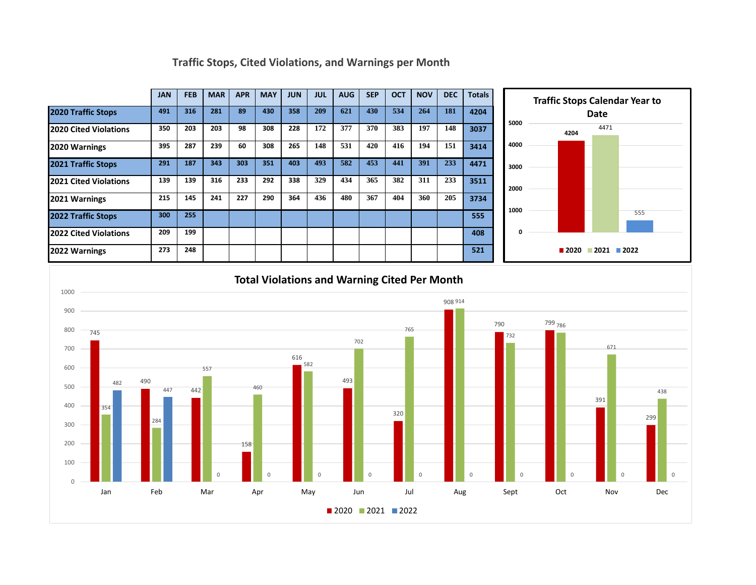## Traffic Stops, Cited Violations, and Warnings per Month

| | JAN | FEB | MAR | APR | MAY | JUN | JUL | AUG | SEP | OCT | NOV | DEC | Totals |
|---|---|---|---|---|---|---|---|---|---|---|---|---|---|
| 2020 Traffic Stops | 491 | 316 | 281 | 89 | 430 | 358 | 209 | 621 | 430 | 534 | 264 | 181 | 4204 |
| 2020 Cited Violations | 350 | 203 | 203 | 98 | 308 | 228 | 172 | 377 | 370 | 383 | 197 | 148 | 3037 |
| 2020 Warnings | 395 | 287 | 239 | 60 | 308 | 265 | 148 | 531 | 420 | 416 | 194 | 151 | 3414 |
| 2021 Traffic Stops | 291 | 187 | 343 | 303 | 351 | 403 | 493 | 582 | 453 | 441 | 391 | 233 | 4471 |
| 2021 Cited Violations | 139 | 139 | 316 | 233 | 292 | 338 | 329 | 434 | 365 | 382 | 311 | 233 | 3511 |
| 2021 Warnings | 215 | 145 | 241 | 227 | 290 | 364 | 436 | 480 | 367 | 404 | 360 | 205 | 3734 |
| 2022 Traffic Stops | 300 | 255 | | | | | | | | | | | 555 |
| 2022 Cited Violations | 209 | 199 | | | | | | | | | | | 408 |
| 2022 Warnings | 273 | 248 | | | | | | | | | | | 521 |

**Traffic Stops Calendar Year to Date**

5000
4000
3000
2000
1000
0

4204
4471
555

2020 2021 2022

**Total Violations and Warning Cited Per Month**

1000
900
800
700
600
500
400
300
200
100
0

Jan: 745, 354, 482
Feb: 490, 284, 447
Mar: 442, 557, 0
Apr: 158, 460, 0
May: 616, 582, 0
Jun: 493, 702, 0
Jul: 320, 765, 0
Aug: 908, 914, 0
Sept: 790, 732, 0
Oct: 799, 786, 0
Nov: 391, 671, 0
Dec: 299, 438, 0

2020 2021 2022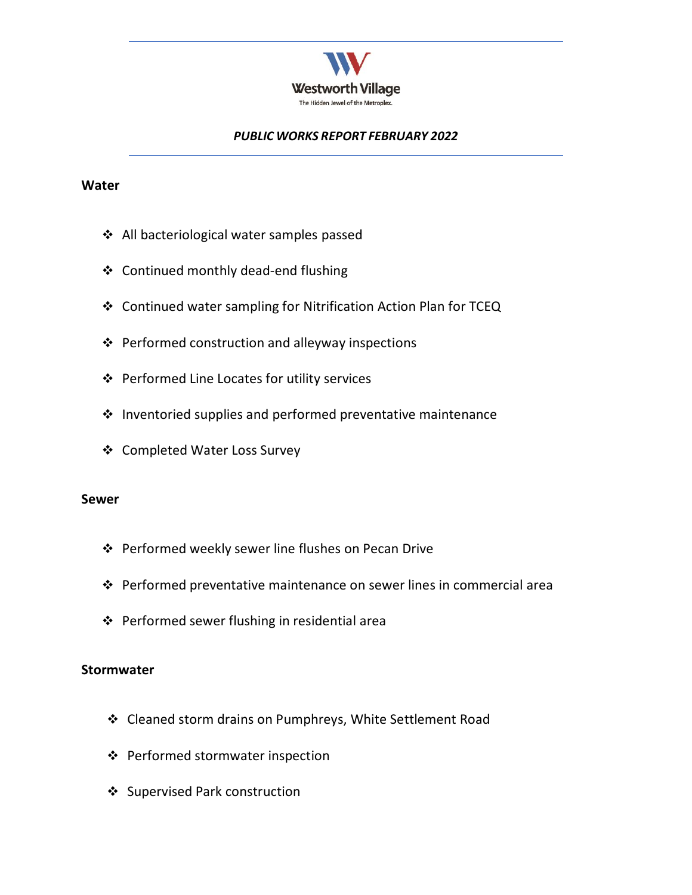Westworth Village

The Hidden Jewel of the Metroplex.

***PUBLIC WORKS REPORT FEBRUARY 2022***

## Water

- All bacteriological water samples passed
- Continued monthly dead-end flushing
- Continued water sampling for Nitrification Action Plan for TCEQ
- Performed construction and alleyway inspections
- Performed Line Locates for utility services
- Inventoried supplies and performed preventative maintenance
- Completed Water Loss Survey

## Sewer

- Performed weekly sewer line flushes on Pecan Drive
- Performed preventative maintenance on sewer lines in commercial area
- Performed sewer flushing in residential area

## Stormwater

- Cleaned storm drains on Pumphreys, White Settlement Road
- Performed stormwater inspection
- Supervised Park construction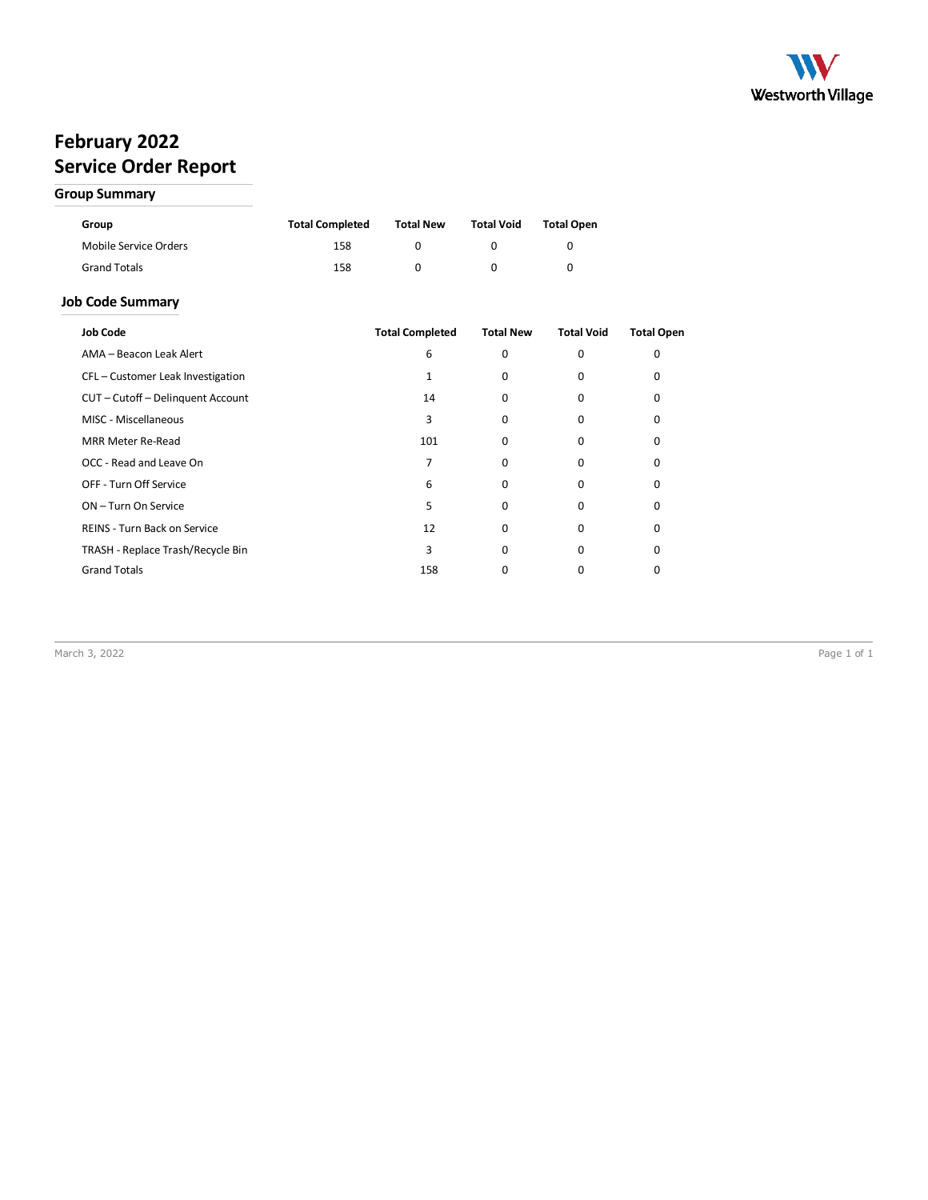# February 2022
# Service Order Report

## Group Summary

| Group | Total Completed | Total New | Total Void | Total Open |
|---|---|---|---|---|
| Mobile Service Orders | 158 | 0 | 0 | 0 |
| Grand Totals | 158 | 0 | 0 | 0 |

## Job Code Summary

| Job Code | Total Completed | Total New | Total Void | Total Open |
|---|---|---|---|---|
| AMA – Beacon Leak Alert | 6 | 0 | 0 | 0 |
| CFL – Customer Leak Investigation | 1 | 0 | 0 | 0 |
| CUT – Cutoff – Delinquent Account | 14 | 0 | 0 | 0 |
| MISC - Miscellaneous | 3 | 0 | 0 | 0 |
| MRR Meter Re-Read | 101 | 0 | 0 | 0 |
| OCC - Read and Leave On | 7 | 0 | 0 | 0 |
| OFF - Turn Off Service | 6 | 0 | 0 | 0 |
| ON – Turn On Service | 5 | 0 | 0 | 0 |
| REINS - Turn Back on Service | 12 | 0 | 0 | 0 |
| TRASH - Replace Trash/Recycle Bin | 3 | 0 | 0 | 0 |
| Grand Totals | 158 | 0 | 0 | 0 |

March 3, 2022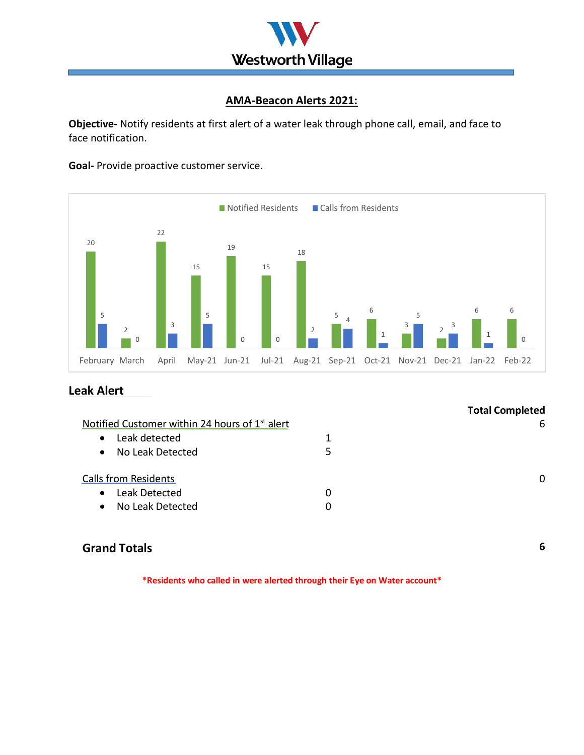Westworth Village

## AMA-Beacon Alerts 2021:

**Objective-** Notify residents at first alert of a water leak through phone call, email, and face to face notification.

**Goal-** Provide proactive customer service.

Notified Residents
Calls from Residents

20 5 2 0 22 3 15 5 19 0 15 0 18 2 5 4 6 1 3 5 2 3 6 1 6 0

February March April May-21 Jun-21 Jul-21 Aug-21 Sep-21 Oct-21 Nov-21 Dec-21 Jan-22 Feb-22

## Leak Alert

| | | Total Completed |
|---|---|---|
| Notified Customer within 24 hours of 1st alert | | 6 |
| • Leak detected | 1 | |
| • No Leak Detected | 5 | |
| Calls from Residents | | 0 |
| • Leak Detected | 0 | |
| • No Leak Detected | 0 | |
| **Grand Totals** | | **6** |

**\*Residents who called in were alerted through their Eye on Water account\***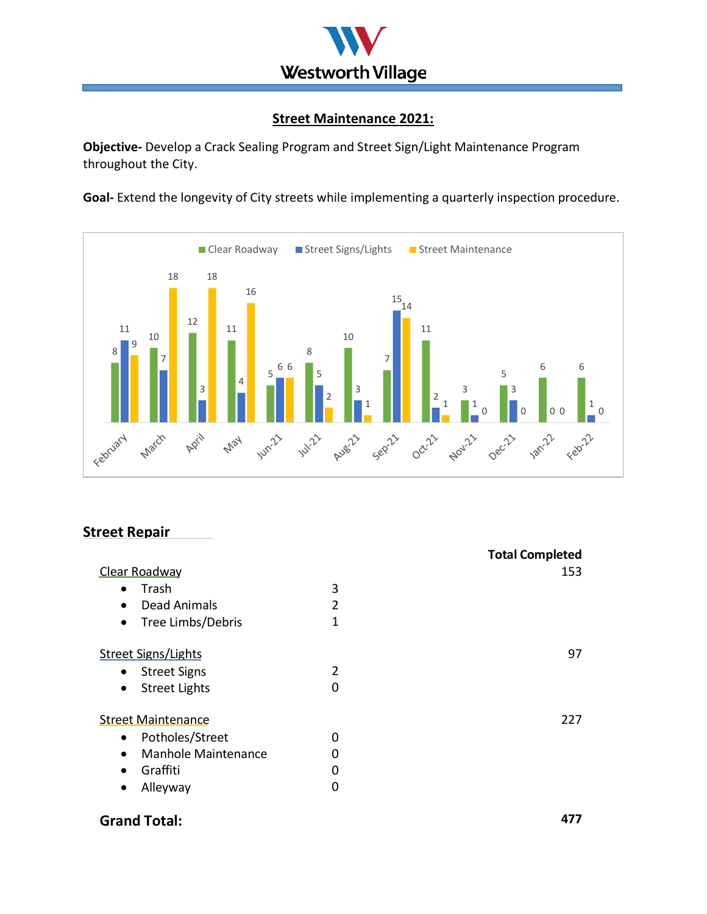Westworth Village

## Street Maintenance 2021:

**Objective-** Develop a Crack Sealing Program and Street Sign/Light Maintenance Program throughout the City.

**Goal-** Extend the longevity of City streets while implementing a quarterly inspection procedure.

Clear Roadway
Street Signs/Lights
Street Maintenance

February: 8, 11, 9
March: 10, 7, 18
April: 12, 3, 18
May: 11, 4, 16
Jun-21: 5, 6, 6
Jul-21: 8, 5, 2
Aug-21: 10, 3, 1
Sep-21: 7, 15, 14
Oct-21: 11, 2, 1
Nov-21: 3, 1, 0
Dec-21: 5, 3, 0
Jan-22: 6, 0, 0
Feb-22: 6, 1, 0

## Street Repair

| | | Total Completed |
|---|---|---|
| Clear Roadway | | 153 |
| • Trash | 3 | |
| • Dead Animals | 2 | |
| • Tree Limbs/Debris | 1 | |
| Street Signs/Lights | | 97 |
| • Street Signs | 2 | |
| • Street Lights | 0 | |
| Street Maintenance | | 227 |
| • Potholes/Street | 0 | |
| • Manhole Maintenance | 0 | |
| • Graffiti | 0 | |
| • Alleyway | 0 | |
| **Grand Total:** | | **477** |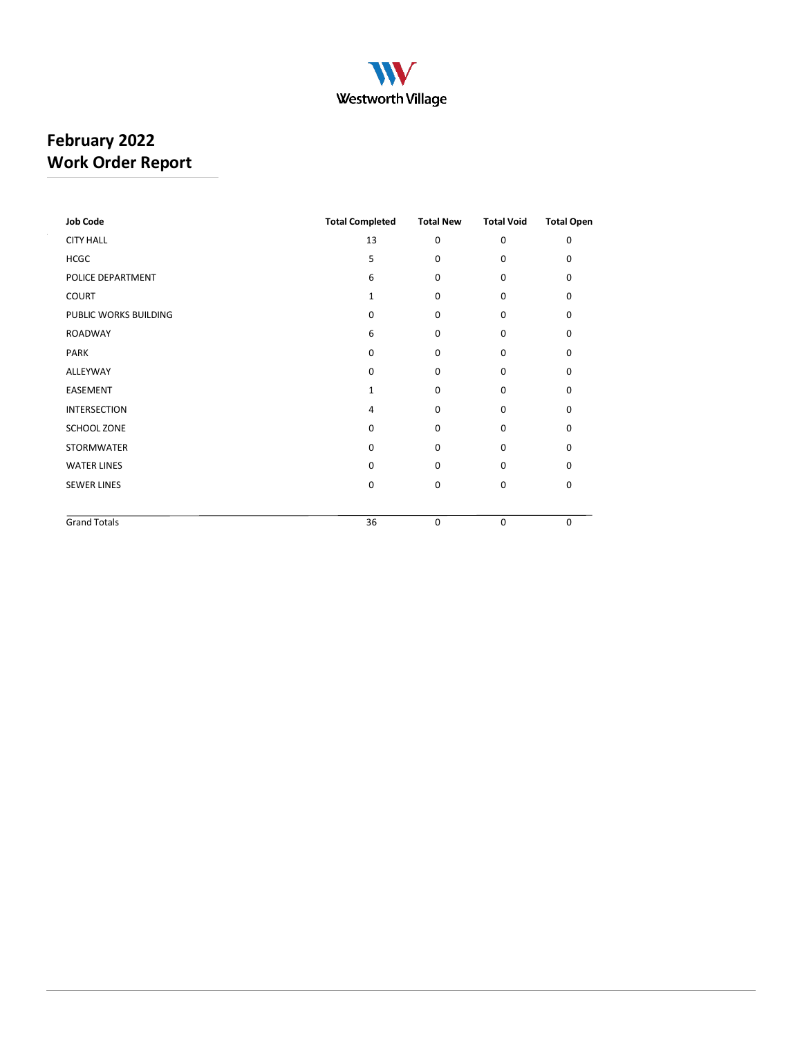Westworth Village

# February 2022
# Work Order Report

| Job Code | Total Completed | Total New | Total Void | Total Open |
|---|---|---|---|---|
| CITY HALL | 13 | 0 | 0 | 0 |
| HCGC | 5 | 0 | 0 | 0 |
| POLICE DEPARTMENT | 6 | 0 | 0 | 0 |
| COURT | 1 | 0 | 0 | 0 |
| PUBLIC WORKS BUILDING | 0 | 0 | 0 | 0 |
| ROADWAY | 6 | 0 | 0 | 0 |
| PARK | 0 | 0 | 0 | 0 |
| ALLEYWAY | 0 | 0 | 0 | 0 |
| EASEMENT | 1 | 0 | 0 | 0 |
| INTERSECTION | 4 | 0 | 0 | 0 |
| SCHOOL ZONE | 0 | 0 | 0 | 0 |
| STORMWATER | 0 | 0 | 0 | 0 |
| WATER LINES | 0 | 0 | 0 | 0 |
| SEWER LINES | 0 | 0 | 0 | 0 |
| Grand Totals | 36 | 0 | 0 | 0 |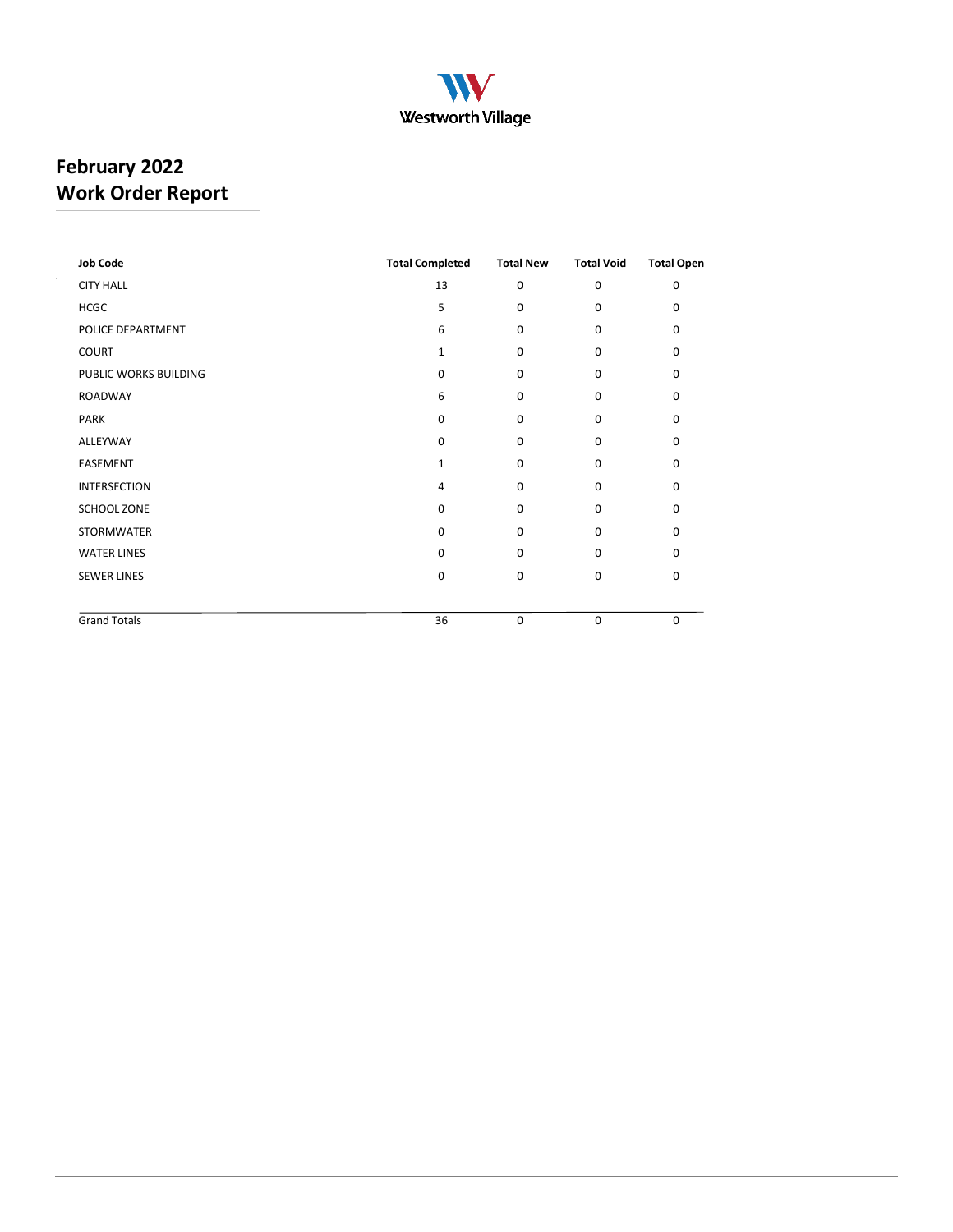Westworth Village

# February 2022
# Work Order Report

| Job Code | Total Completed | Total New | Total Void | Total Open |
|---|---|---|---|---|
| CITY HALL | 13 | 0 | 0 | 0 |
| HCGC | 5 | 0 | 0 | 0 |
| POLICE DEPARTMENT | 6 | 0 | 0 | 0 |
| COURT | 1 | 0 | 0 | 0 |
| PUBLIC WORKS BUILDING | 0 | 0 | 0 | 0 |
| ROADWAY | 6 | 0 | 0 | 0 |
| PARK | 0 | 0 | 0 | 0 |
| ALLEYWAY | 0 | 0 | 0 | 0 |
| EASEMENT | 1 | 0 | 0 | 0 |
| INTERSECTION | 4 | 0 | 0 | 0 |
| SCHOOL ZONE | 0 | 0 | 0 | 0 |
| STORMWATER | 0 | 0 | 0 | 0 |
| WATER LINES | 0 | 0 | 0 | 0 |
| SEWER LINES | 0 | 0 | 0 | 0 |
| Grand Totals | 36 | 0 | 0 | 0 |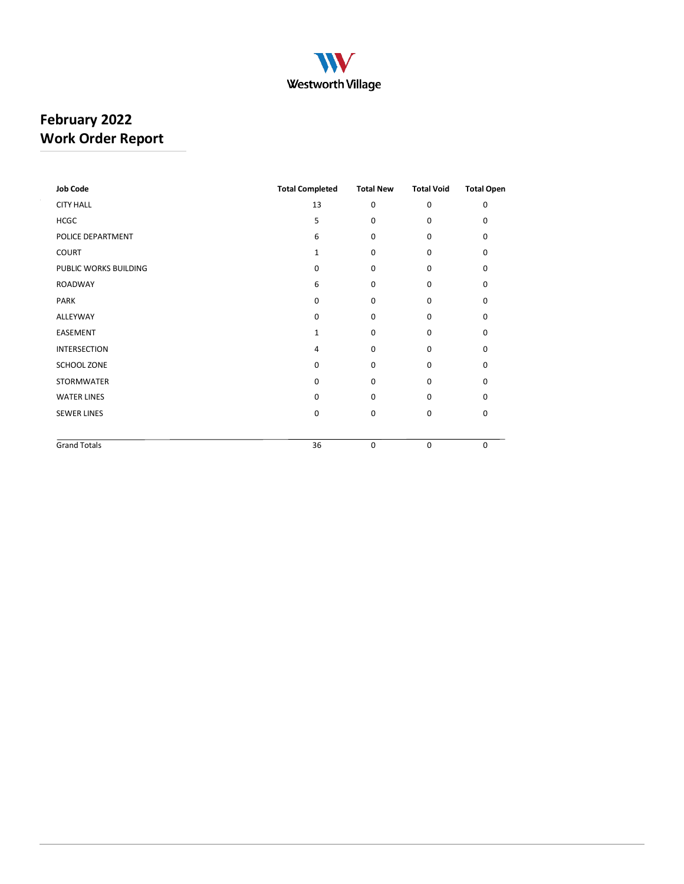Westworth Village

# February 2022
# Work Order Report

| Job Code | Total Completed | Total New | Total Void | Total Open |
|---|---|---|---|---|
| CITY HALL | 13 | 0 | 0 | 0 |
| HCGC | 5 | 0 | 0 | 0 |
| POLICE DEPARTMENT | 6 | 0 | 0 | 0 |
| COURT | 1 | 0 | 0 | 0 |
| PUBLIC WORKS BUILDING | 0 | 0 | 0 | 0 |
| ROADWAY | 6 | 0 | 0 | 0 |
| PARK | 0 | 0 | 0 | 0 |
| ALLEYWAY | 0 | 0 | 0 | 0 |
| EASEMENT | 1 | 0 | 0 | 0 |
| INTERSECTION | 4 | 0 | 0 | 0 |
| SCHOOL ZONE | 0 | 0 | 0 | 0 |
| STORMWATER | 0 | 0 | 0 | 0 |
| WATER LINES | 0 | 0 | 0 | 0 |
| SEWER LINES | 0 | 0 | 0 | 0 |
| Grand Totals | 36 | 0 | 0 | 0 |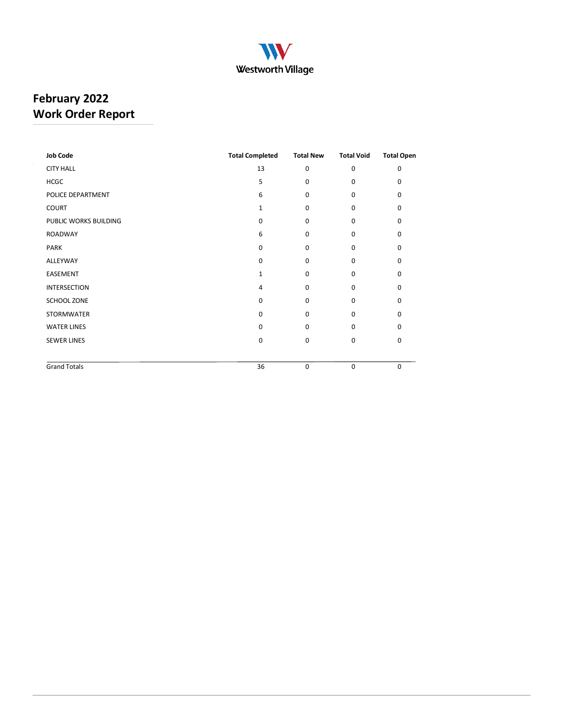Westworth Village

# February 2022
# Work Order Report

| Job Code | Total Completed | Total New | Total Void | Total Open |
|---|---|---|---|---|
| CITY HALL | 13 | 0 | 0 | 0 |
| HCGC | 5 | 0 | 0 | 0 |
| POLICE DEPARTMENT | 6 | 0 | 0 | 0 |
| COURT | 1 | 0 | 0 | 0 |
| PUBLIC WORKS BUILDING | 0 | 0 | 0 | 0 |
| ROADWAY | 6 | 0 | 0 | 0 |
| PARK | 0 | 0 | 0 | 0 |
| ALLEYWAY | 0 | 0 | 0 | 0 |
| EASEMENT | 1 | 0 | 0 | 0 |
| INTERSECTION | 4 | 0 | 0 | 0 |
| SCHOOL ZONE | 0 | 0 | 0 | 0 |
| STORMWATER | 0 | 0 | 0 | 0 |
| WATER LINES | 0 | 0 | 0 | 0 |
| SEWER LINES | 0 | 0 | 0 | 0 |
| Grand Totals | 36 | 0 | 0 | 0 |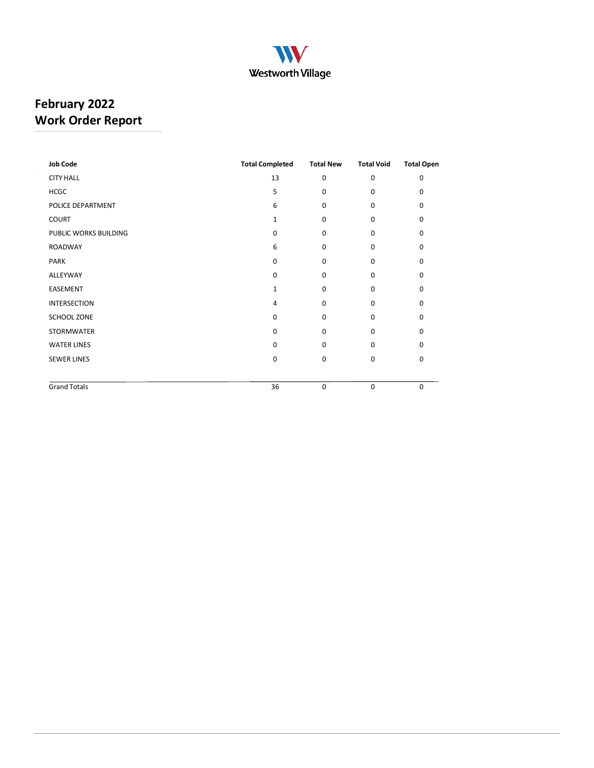Westworth Village

# February 2022
# Work Order Report

| Job Code | Total Completed | Total New | Total Void | Total Open |
|---|---|---|---|---|
| CITY HALL | 13 | 0 | 0 | 0 |
| HCGC | 5 | 0 | 0 | 0 |
| POLICE DEPARTMENT | 6 | 0 | 0 | 0 |
| COURT | 1 | 0 | 0 | 0 |
| PUBLIC WORKS BUILDING | 0 | 0 | 0 | 0 |
| ROADWAY | 6 | 0 | 0 | 0 |
| PARK | 0 | 0 | 0 | 0 |
| ALLEYWAY | 0 | 0 | 0 | 0 |
| EASEMENT | 1 | 0 | 0 | 0 |
| INTERSECTION | 4 | 0 | 0 | 0 |
| SCHOOL ZONE | 0 | 0 | 0 | 0 |
| STORMWATER | 0 | 0 | 0 | 0 |
| WATER LINES | 0 | 0 | 0 | 0 |
| SEWER LINES | 0 | 0 | 0 | 0 |
| Grand Totals | 36 | 0 | 0 | 0 |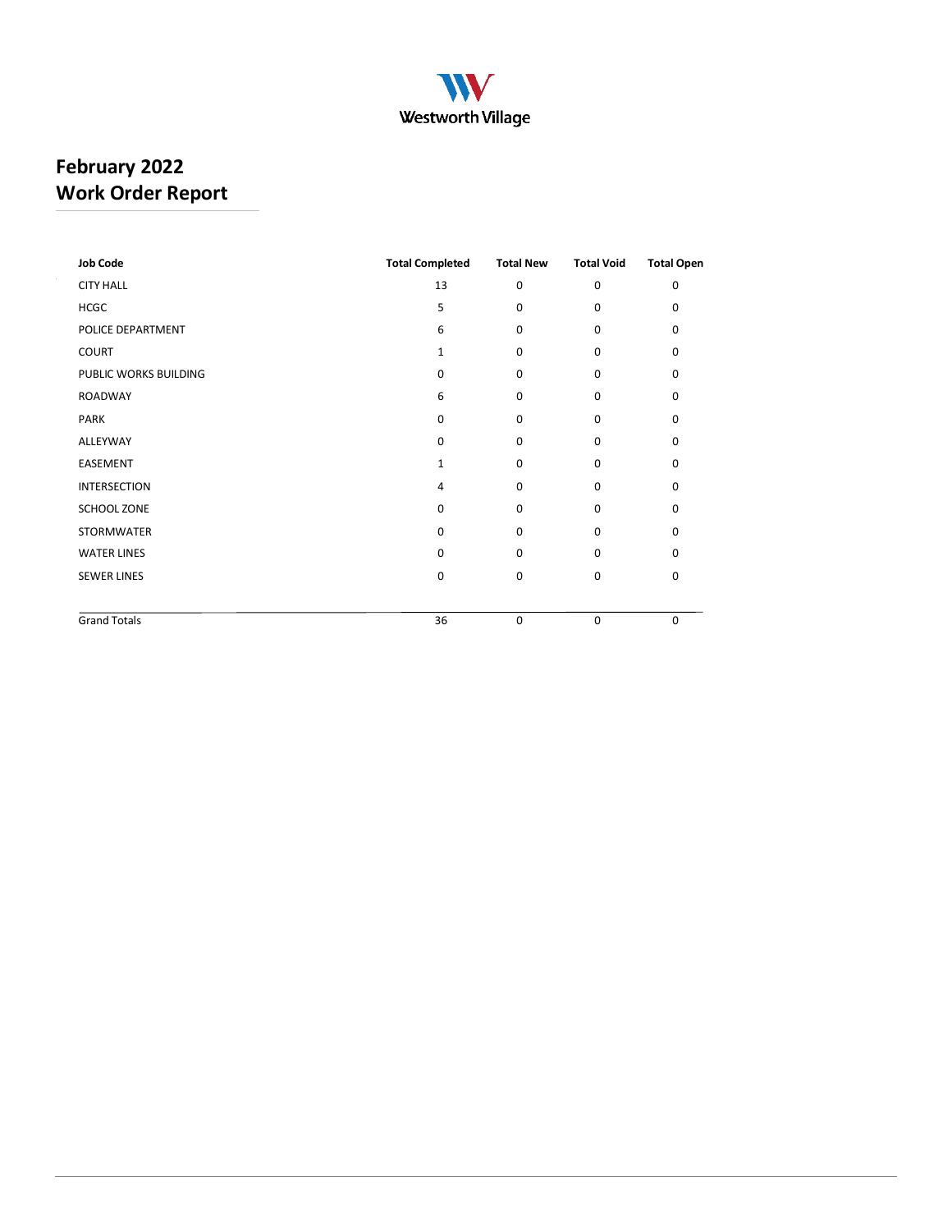Westworth Village

# February 2022
# Work Order Report

| Job Code | Total Completed | Total New | Total Void | Total Open |
|---|---|---|---|---|
| CITY HALL | 13 | 0 | 0 | 0 |
| HCGC | 5 | 0 | 0 | 0 |
| POLICE DEPARTMENT | 6 | 0 | 0 | 0 |
| COURT | 1 | 0 | 0 | 0 |
| PUBLIC WORKS BUILDING | 0 | 0 | 0 | 0 |
| ROADWAY | 6 | 0 | 0 | 0 |
| PARK | 0 | 0 | 0 | 0 |
| ALLEYWAY | 0 | 0 | 0 | 0 |
| EASEMENT | 1 | 0 | 0 | 0 |
| INTERSECTION | 4 | 0 | 0 | 0 |
| SCHOOL ZONE | 0 | 0 | 0 | 0 |
| STORMWATER | 0 | 0 | 0 | 0 |
| WATER LINES | 0 | 0 | 0 | 0 |
| SEWER LINES | 0 | 0 | 0 | 0 |
| Grand Totals | 36 | 0 | 0 | 0 |